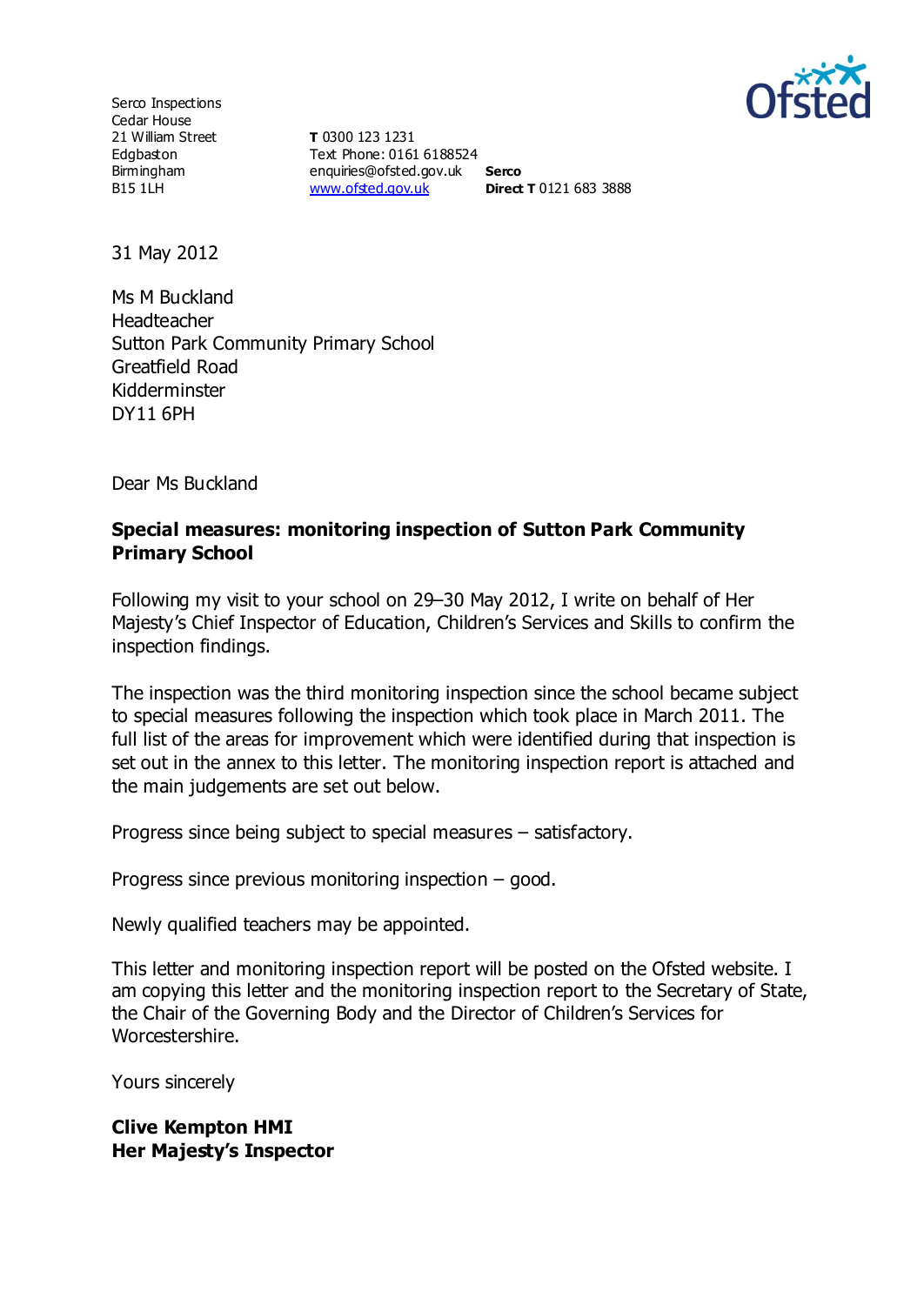Serco Inspections
Cedar House
21 William Street
Edgbaston
Birmingham
B15 1LH

**T** 0300 123 1231
Text Phone: 0161 6188524
enquiries@ofsted.gov.uk
www.ofsted.gov.uk

**Serco**
**Direct T** 0121 683 3888

31 May 2012

Ms M Buckland
Headteacher
Sutton Park Community Primary School
Greatfield Road
Kidderminster
DY11 6PH

Dear Ms Buckland

**Special measures: monitoring inspection of Sutton Park Community Primary School**

Following my visit to your school on 29–30 May 2012, I write on behalf of Her Majesty's Chief Inspector of Education, Children's Services and Skills to confirm the inspection findings.

The inspection was the third monitoring inspection since the school became subject to special measures following the inspection which took place in March 2011. The full list of the areas for improvement which were identified during that inspection is set out in the annex to this letter. The monitoring inspection report is attached and the main judgements are set out below.

Progress since being subject to special measures – satisfactory.

Progress since previous monitoring inspection – good.

Newly qualified teachers may be appointed.

This letter and monitoring inspection report will be posted on the Ofsted website. I am copying this letter and the monitoring inspection report to the Secretary of State, the Chair of the Governing Body and the Director of Children's Services for Worcestershire.

Yours sincerely

**Clive Kempton HMI**
**Her Majesty's Inspector**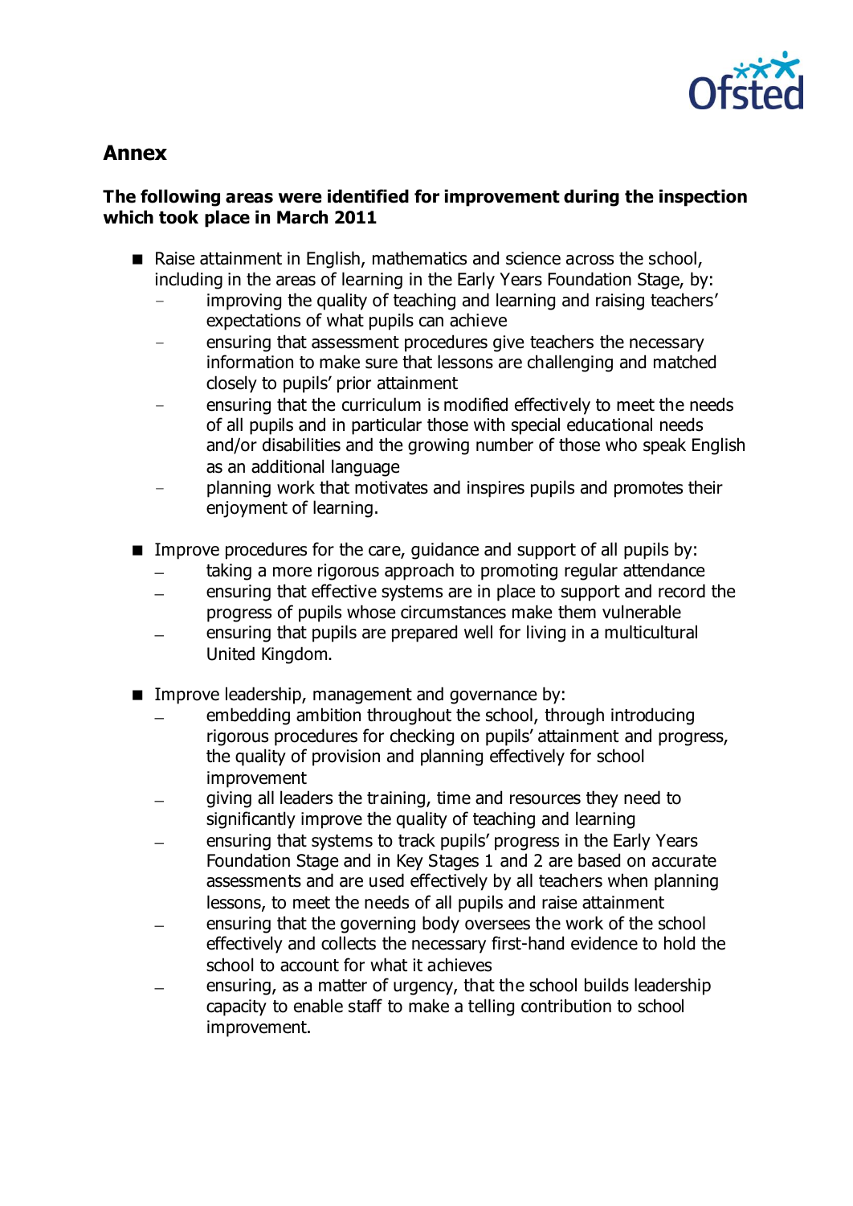## Annex

**The following areas were identified for improvement during the inspection which took place in March 2011**

- Raise attainment in English, mathematics and science across the school, including in the areas of learning in the Early Years Foundation Stage, by:
  - improving the quality of teaching and learning and raising teachers' expectations of what pupils can achieve
  - ensuring that assessment procedures give teachers the necessary information to make sure that lessons are challenging and matched closely to pupils' prior attainment
  - ensuring that the curriculum is modified effectively to meet the needs of all pupils and in particular those with special educational needs and/or disabilities and the growing number of those who speak English as an additional language
  - planning work that motivates and inspires pupils and promotes their enjoyment of learning.

- Improve procedures for the care, guidance and support of all pupils by:
  - taking a more rigorous approach to promoting regular attendance
  - ensuring that effective systems are in place to support and record the progress of pupils whose circumstances make them vulnerable
  - ensuring that pupils are prepared well for living in a multicultural United Kingdom.

- Improve leadership, management and governance by:
  - embedding ambition throughout the school, through introducing rigorous procedures for checking on pupils' attainment and progress, the quality of provision and planning effectively for school improvement
  - giving all leaders the training, time and resources they need to significantly improve the quality of teaching and learning
  - ensuring that systems to track pupils' progress in the Early Years Foundation Stage and in Key Stages 1 and 2 are based on accurate assessments and are used effectively by all teachers when planning lessons, to meet the needs of all pupils and raise attainment
  - ensuring that the governing body oversees the work of the school effectively and collects the necessary first-hand evidence to hold the school to account for what it achieves
  - ensuring, as a matter of urgency, that the school builds leadership capacity to enable staff to make a telling contribution to school improvement.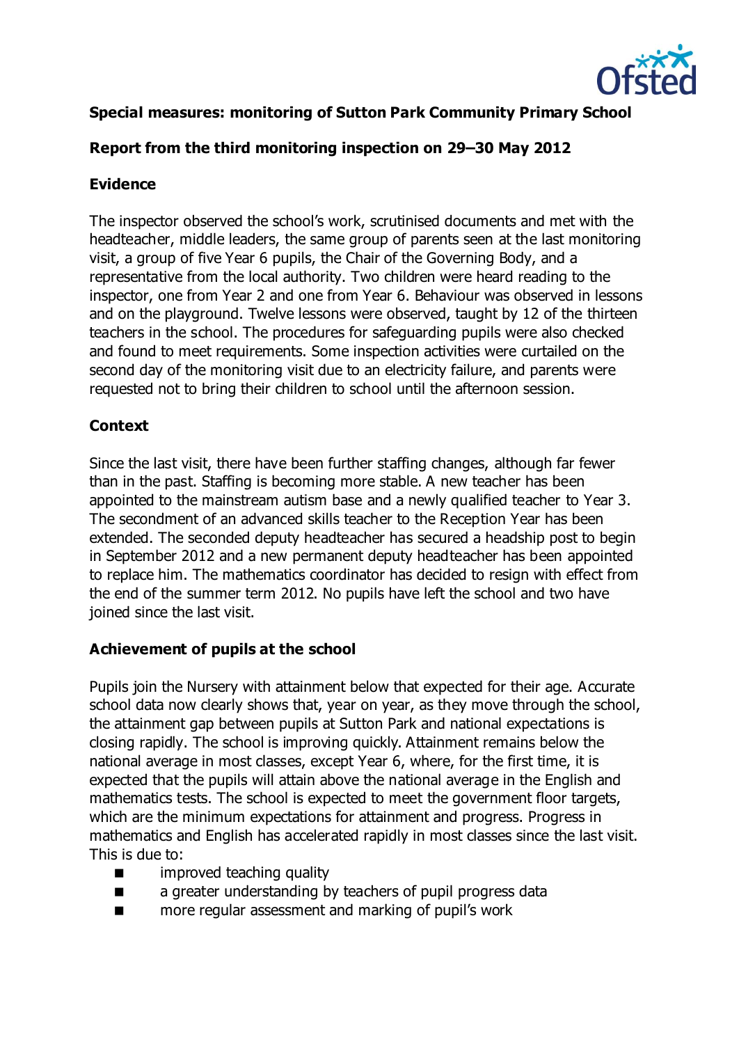**Special measures: monitoring of Sutton Park Community Primary School**

**Report from the third monitoring inspection on 29–30 May 2012**

**Evidence**

The inspector observed the school's work, scrutinised documents and met with the headteacher, middle leaders, the same group of parents seen at the last monitoring visit, a group of five Year 6 pupils, the Chair of the Governing Body, and a representative from the local authority. Two children were heard reading to the inspector, one from Year 2 and one from Year 6. Behaviour was observed in lessons and on the playground. Twelve lessons were observed, taught by 12 of the thirteen teachers in the school. The procedures for safeguarding pupils were also checked and found to meet requirements. Some inspection activities were curtailed on the second day of the monitoring visit due to an electricity failure, and parents were requested not to bring their children to school until the afternoon session.

**Context**

Since the last visit, there have been further staffing changes, although far fewer than in the past. Staffing is becoming more stable. A new teacher has been appointed to the mainstream autism base and a newly qualified teacher to Year 3. The secondment of an advanced skills teacher to the Reception Year has been extended. The seconded deputy headteacher has secured a headship post to begin in September 2012 and a new permanent deputy headteacher has been appointed to replace him. The mathematics coordinator has decided to resign with effect from the end of the summer term 2012. No pupils have left the school and two have joined since the last visit.

**Achievement of pupils at the school**

Pupils join the Nursery with attainment below that expected for their age. Accurate school data now clearly shows that, year on year, as they move through the school, the attainment gap between pupils at Sutton Park and national expectations is closing rapidly. The school is improving quickly. Attainment remains below the national average in most classes, except Year 6, where, for the first time, it is expected that the pupils will attain above the national average in the English and mathematics tests. The school is expected to meet the government floor targets, which are the minimum expectations for attainment and progress. Progress in mathematics and English has accelerated rapidly in most classes since the last visit. This is due to:

- improved teaching quality
- a greater understanding by teachers of pupil progress data
- more regular assessment and marking of pupil's work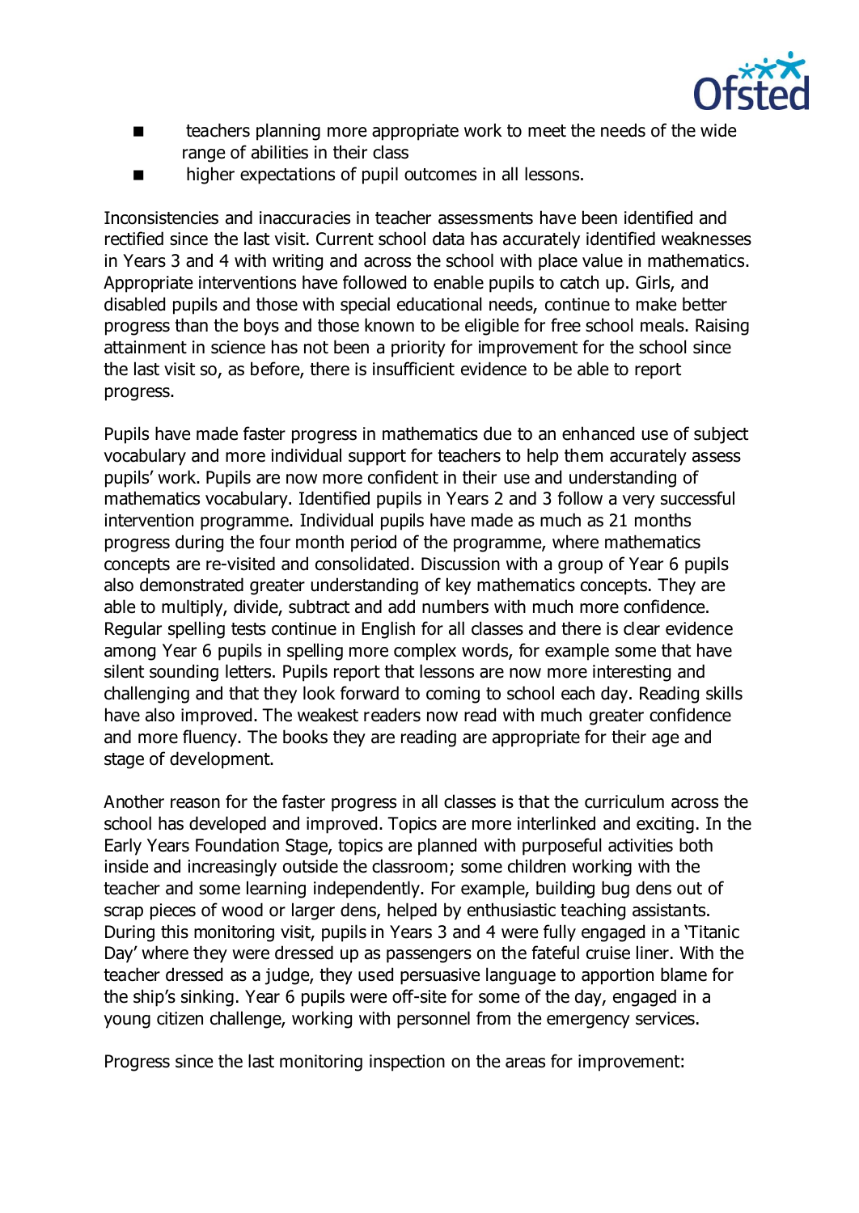- teachers planning more appropriate work to meet the needs of the wide range of abilities in their class
- higher expectations of pupil outcomes in all lessons.

Inconsistencies and inaccuracies in teacher assessments have been identified and rectified since the last visit. Current school data has accurately identified weaknesses in Years 3 and 4 with writing and across the school with place value in mathematics. Appropriate interventions have followed to enable pupils to catch up. Girls, and disabled pupils and those with special educational needs, continue to make better progress than the boys and those known to be eligible for free school meals. Raising attainment in science has not been a priority for improvement for the school since the last visit so, as before, there is insufficient evidence to be able to report progress.

Pupils have made faster progress in mathematics due to an enhanced use of subject vocabulary and more individual support for teachers to help them accurately assess pupils' work. Pupils are now more confident in their use and understanding of mathematics vocabulary. Identified pupils in Years 2 and 3 follow a very successful intervention programme. Individual pupils have made as much as 21 months progress during the four month period of the programme, where mathematics concepts are re-visited and consolidated. Discussion with a group of Year 6 pupils also demonstrated greater understanding of key mathematics concepts. They are able to multiply, divide, subtract and add numbers with much more confidence. Regular spelling tests continue in English for all classes and there is clear evidence among Year 6 pupils in spelling more complex words, for example some that have silent sounding letters. Pupils report that lessons are now more interesting and challenging and that they look forward to coming to school each day. Reading skills have also improved. The weakest readers now read with much greater confidence and more fluency. The books they are reading are appropriate for their age and stage of development.

Another reason for the faster progress in all classes is that the curriculum across the school has developed and improved. Topics are more interlinked and exciting. In the Early Years Foundation Stage, topics are planned with purposeful activities both inside and increasingly outside the classroom; some children working with the teacher and some learning independently. For example, building bug dens out of scrap pieces of wood or larger dens, helped by enthusiastic teaching assistants. During this monitoring visit, pupils in Years 3 and 4 were fully engaged in a 'Titanic Day' where they were dressed up as passengers on the fateful cruise liner. With the teacher dressed as a judge, they used persuasive language to apportion blame for the ship's sinking. Year 6 pupils were off-site for some of the day, engaged in a young citizen challenge, working with personnel from the emergency services.

Progress since the last monitoring inspection on the areas for improvement: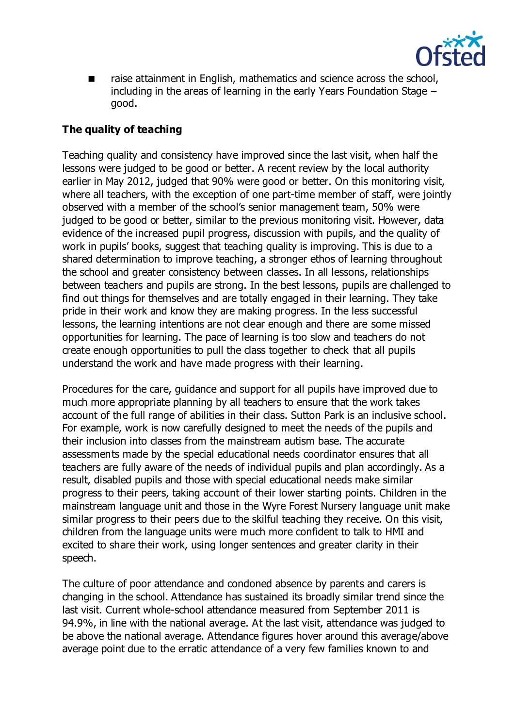- raise attainment in English, mathematics and science across the school, including in the areas of learning in the early Years Foundation Stage – good.

**The quality of teaching**

Teaching quality and consistency have improved since the last visit, when half the lessons were judged to be good or better. A recent review by the local authority earlier in May 2012, judged that 90% were good or better. On this monitoring visit, where all teachers, with the exception of one part-time member of staff, were jointly observed with a member of the school's senior management team, 50% were judged to be good or better, similar to the previous monitoring visit. However, data evidence of the increased pupil progress, discussion with pupils, and the quality of work in pupils' books, suggest that teaching quality is improving. This is due to a shared determination to improve teaching, a stronger ethos of learning throughout the school and greater consistency between classes. In all lessons, relationships between teachers and pupils are strong. In the best lessons, pupils are challenged to find out things for themselves and are totally engaged in their learning. They take pride in their work and know they are making progress. In the less successful lessons, the learning intentions are not clear enough and there are some missed opportunities for learning. The pace of learning is too slow and teachers do not create enough opportunities to pull the class together to check that all pupils understand the work and have made progress with their learning.

Procedures for the care, guidance and support for all pupils have improved due to much more appropriate planning by all teachers to ensure that the work takes account of the full range of abilities in their class. Sutton Park is an inclusive school. For example, work is now carefully designed to meet the needs of the pupils and their inclusion into classes from the mainstream autism base. The accurate assessments made by the special educational needs coordinator ensures that all teachers are fully aware of the needs of individual pupils and plan accordingly. As a result, disabled pupils and those with special educational needs make similar progress to their peers, taking account of their lower starting points. Children in the mainstream language unit and those in the Wyre Forest Nursery language unit make similar progress to their peers due to the skilful teaching they receive. On this visit, children from the language units were much more confident to talk to HMI and excited to share their work, using longer sentences and greater clarity in their speech.

The culture of poor attendance and condoned absence by parents and carers is changing in the school. Attendance has sustained its broadly similar trend since the last visit. Current whole-school attendance measured from September 2011 is 94.9%, in line with the national average. At the last visit, attendance was judged to be above the national average. Attendance figures hover around this average/above average point due to the erratic attendance of a very few families known to and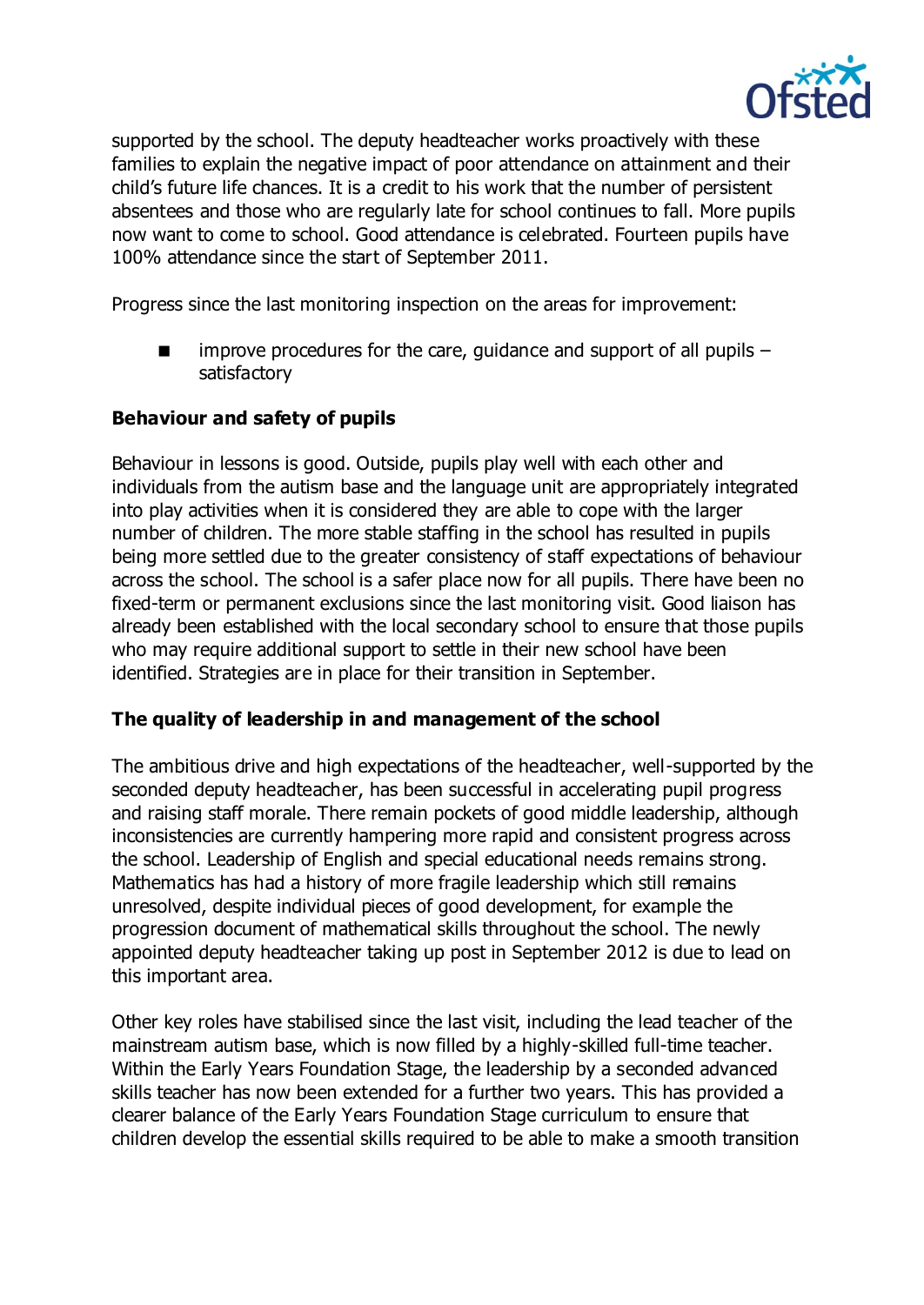supported by the school. The deputy headteacher works proactively with these families to explain the negative impact of poor attendance on attainment and their child's future life chances. It is a credit to his work that the number of persistent absentees and those who are regularly late for school continues to fall. More pupils now want to come to school. Good attendance is celebrated. Fourteen pupils have 100% attendance since the start of September 2011.

Progress since the last monitoring inspection on the areas for improvement:

- improve procedures for the care, guidance and support of all pupils – satisfactory

**Behaviour and safety of pupils**

Behaviour in lessons is good. Outside, pupils play well with each other and individuals from the autism base and the language unit are appropriately integrated into play activities when it is considered they are able to cope with the larger number of children. The more stable staffing in the school has resulted in pupils being more settled due to the greater consistency of staff expectations of behaviour across the school. The school is a safer place now for all pupils. There have been no fixed-term or permanent exclusions since the last monitoring visit. Good liaison has already been established with the local secondary school to ensure that those pupils who may require additional support to settle in their new school have been identified. Strategies are in place for their transition in September.

**The quality of leadership in and management of the school**

The ambitious drive and high expectations of the headteacher, well-supported by the seconded deputy headteacher, has been successful in accelerating pupil progress and raising staff morale. There remain pockets of good middle leadership, although inconsistencies are currently hampering more rapid and consistent progress across the school. Leadership of English and special educational needs remains strong. Mathematics has had a history of more fragile leadership which still remains unresolved, despite individual pieces of good development, for example the progression document of mathematical skills throughout the school. The newly appointed deputy headteacher taking up post in September 2012 is due to lead on this important area.

Other key roles have stabilised since the last visit, including the lead teacher of the mainstream autism base, which is now filled by a highly-skilled full-time teacher. Within the Early Years Foundation Stage, the leadership by a seconded advanced skills teacher has now been extended for a further two years. This has provided a clearer balance of the Early Years Foundation Stage curriculum to ensure that children develop the essential skills required to be able to make a smooth transition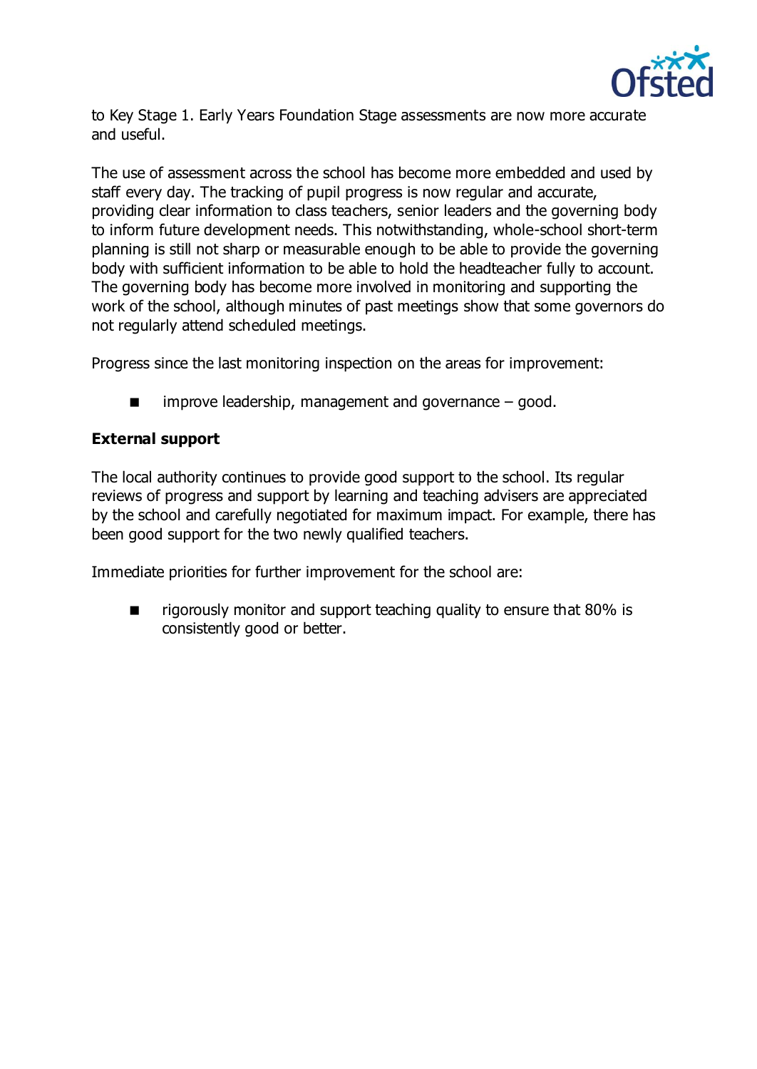to Key Stage 1. Early Years Foundation Stage assessments are now more accurate and useful.

The use of assessment across the school has become more embedded and used by staff every day. The tracking of pupil progress is now regular and accurate, providing clear information to class teachers, senior leaders and the governing body to inform future development needs. This notwithstanding, whole-school short-term planning is still not sharp or measurable enough to be able to provide the governing body with sufficient information to be able to hold the headteacher fully to account. The governing body has become more involved in monitoring and supporting the work of the school, although minutes of past meetings show that some governors do not regularly attend scheduled meetings.

Progress since the last monitoring inspection on the areas for improvement:

- improve leadership, management and governance – good.

**External support**

The local authority continues to provide good support to the school. Its regular reviews of progress and support by learning and teaching advisers are appreciated by the school and carefully negotiated for maximum impact. For example, there has been good support for the two newly qualified teachers.

Immediate priorities for further improvement for the school are:

- rigorously monitor and support teaching quality to ensure that 80% is consistently good or better.